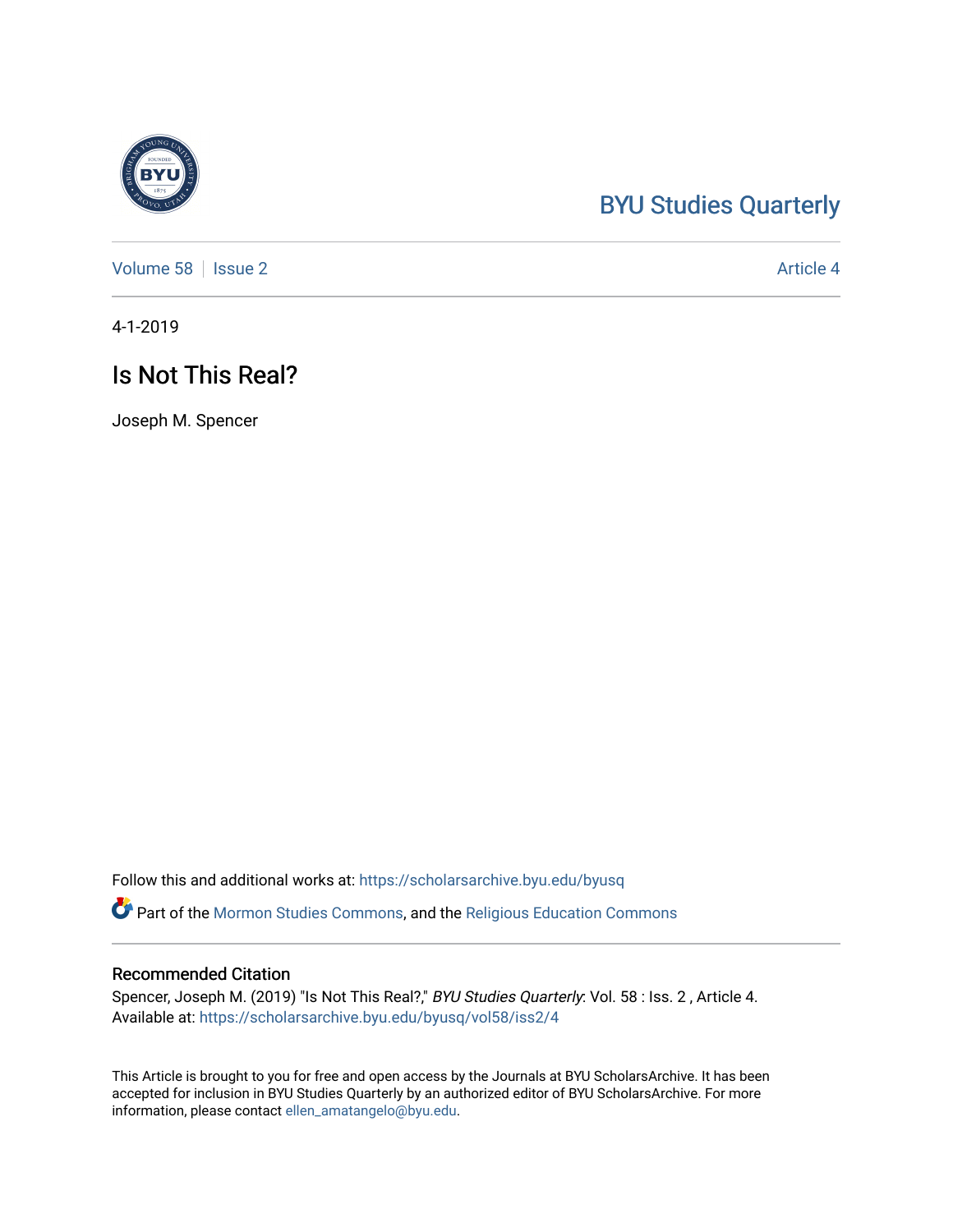BYU Studies Quarterly

Volume 58 | Issue 2 | Article 4

4-1-2019

# Is Not This Real?

Joseph M. Spencer

Follow this and additional works at: https://scholarsarchive.byu.edu/byusq

Part of the Mormon Studies Commons, and the Religious Education Commons

## Recommended Citation

Spencer, Joseph M. (2019) "Is Not This Real?," *BYU Studies Quarterly*: Vol. 58 : Iss. 2 , Article 4.
Available at: https://scholarsarchive.byu.edu/byusq/vol58/iss2/4

This Article is brought to you for free and open access by the Journals at BYU ScholarsArchive. It has been accepted for inclusion in BYU Studies Quarterly by an authorized editor of BYU ScholarsArchive. For more information, please contact ellen_amatangelo@byu.edu.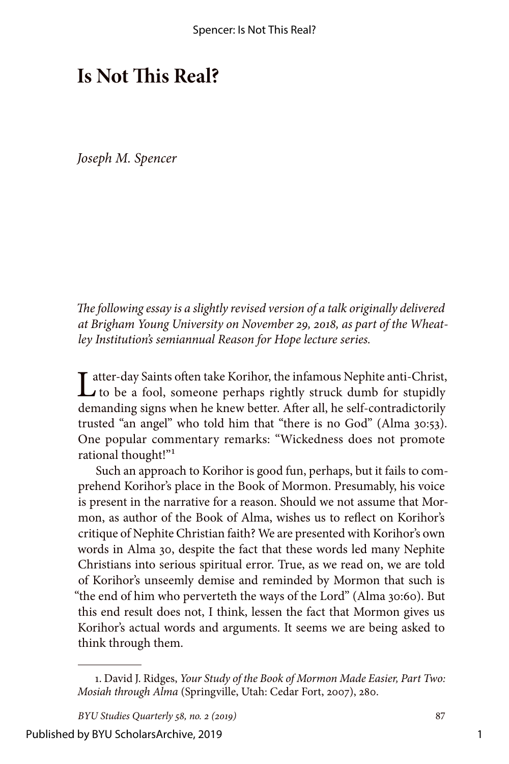# Is Not This Real?

*Joseph M. Spencer*

*The following essay is a slightly revised version of a talk originally delivered at Brigham Young University on November 29, 2018, as part of the Wheatley Institution's semiannual Reason for Hope lecture series.*

Latter-day Saints often take Korihor, the infamous Nephite anti-Christ, to be a fool, someone perhaps rightly struck dumb for stupidly demanding signs when he knew better. After all, he self-contradictorily trusted "an angel" who told him that "there is no God" (Alma 30:53). One popular commentary remarks: "Wickedness does not promote rational thought!"[1]

Such an approach to Korihor is good fun, perhaps, but it fails to comprehend Korihor's place in the Book of Mormon. Presumably, his voice is present in the narrative for a reason. Should we not assume that Mormon, as author of the Book of Alma, wishes us to reflect on Korihor's critique of Nephite Christian faith? We are presented with Korihor's own words in Alma 30, despite the fact that these words led many Nephite Christians into serious spiritual error. True, as we read on, we are told of Korihor's unseemly demise and reminded by Mormon that such is "the end of him who perverteth the ways of the Lord" (Alma 30:60). But this end result does not, I think, lessen the fact that Mormon gives us Korihor's actual words and arguments. It seems we are being asked to think through them.

1. David J. Ridges, *Your Study of the Book of Mormon Made Easier, Part Two: Mosiah through Alma* (Springville, Utah: Cedar Fort, 2007), 280.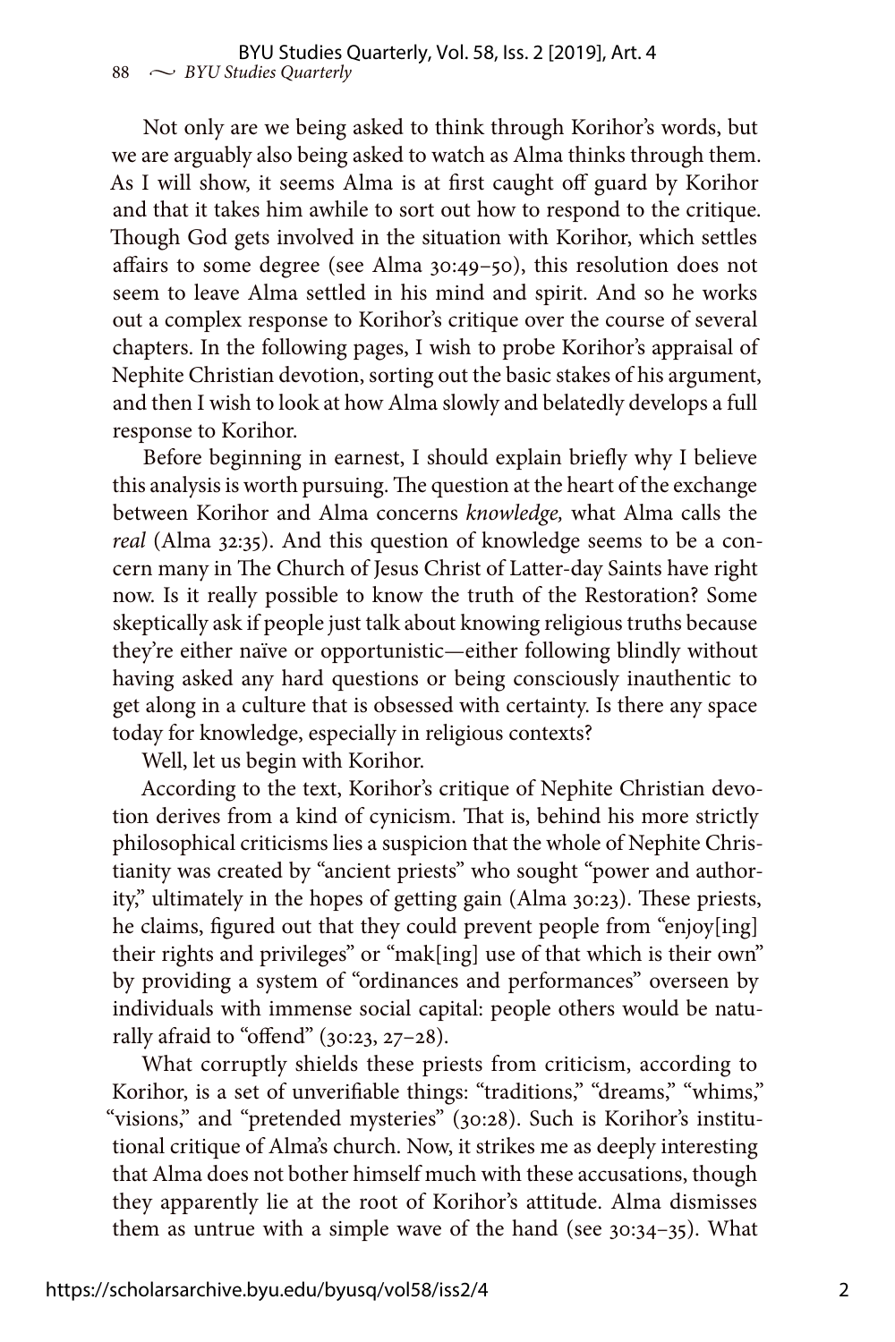Not only are we being asked to think through Korihor's words, but we are arguably also being asked to watch as Alma thinks through them. As I will show, it seems Alma is at first caught off guard by Korihor and that it takes him awhile to sort out how to respond to the critique. Though God gets involved in the situation with Korihor, which settles affairs to some degree (see Alma 30:49–50), this resolution does not seem to leave Alma settled in his mind and spirit. And so he works out a complex response to Korihor's critique over the course of several chapters. In the following pages, I wish to probe Korihor's appraisal of Nephite Christian devotion, sorting out the basic stakes of his argument, and then I wish to look at how Alma slowly and belatedly develops a full response to Korihor.

Before beginning in earnest, I should explain briefly why I believe this analysis is worth pursuing. The question at the heart of the exchange between Korihor and Alma concerns *knowledge,* what Alma calls the *real* (Alma 32:35). And this question of knowledge seems to be a concern many in The Church of Jesus Christ of Latter-day Saints have right now. Is it really possible to know the truth of the Restoration? Some skeptically ask if people just talk about knowing religious truths because they're either naïve or opportunistic—either following blindly without having asked any hard questions or being consciously inauthentic to get along in a culture that is obsessed with certainty. Is there any space today for knowledge, especially in religious contexts?

Well, let us begin with Korihor.

According to the text, Korihor's critique of Nephite Christian devotion derives from a kind of cynicism. That is, behind his more strictly philosophical criticisms lies a suspicion that the whole of Nephite Christianity was created by "ancient priests" who sought "power and authority," ultimately in the hopes of getting gain (Alma 30:23). These priests, he claims, figured out that they could prevent people from "enjoy[ing] their rights and privileges" or "mak[ing] use of that which is their own" by providing a system of "ordinances and performances" overseen by individuals with immense social capital: people others would be naturally afraid to "offend" (30:23, 27–28).

What corruptly shields these priests from criticism, according to Korihor, is a set of unverifiable things: "traditions," "dreams," "whims," "visions," and "pretended mysteries" (30:28). Such is Korihor's institutional critique of Alma's church. Now, it strikes me as deeply interesting that Alma does not bother himself much with these accusations, though they apparently lie at the root of Korihor's attitude. Alma dismisses them as untrue with a simple wave of the hand (see 30:34–35). What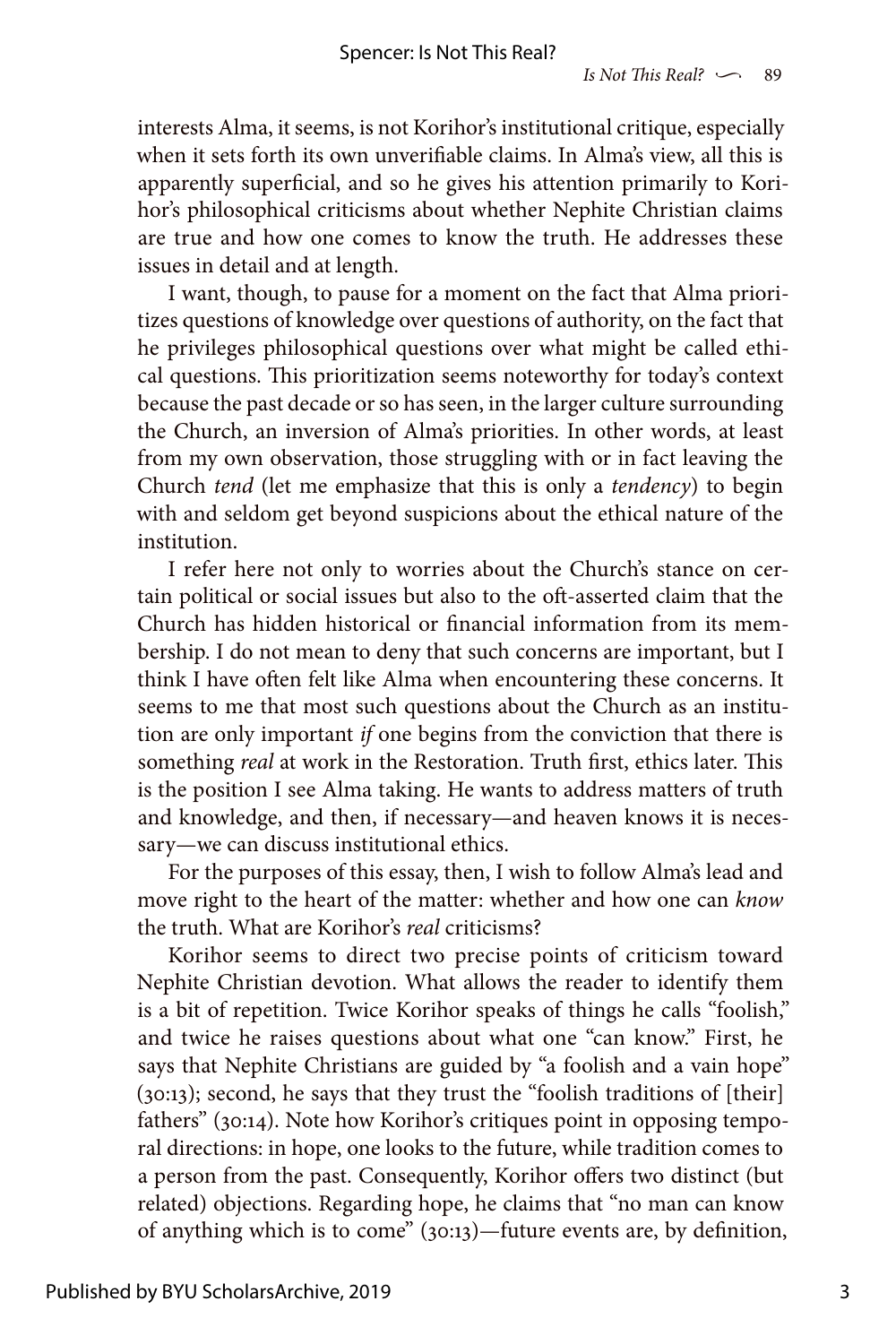interests Alma, it seems, is not Korihor's institutional critique, especially when it sets forth its own unverifiable claims. In Alma's view, all this is apparently superficial, and so he gives his attention primarily to Korihor's philosophical criticisms about whether Nephite Christian claims are true and how one comes to know the truth. He addresses these issues in detail and at length.

I want, though, to pause for a moment on the fact that Alma prioritizes questions of knowledge over questions of authority, on the fact that he privileges philosophical questions over what might be called ethical questions. This prioritization seems noteworthy for today's context because the past decade or so has seen, in the larger culture surrounding the Church, an inversion of Alma's priorities. In other words, at least from my own observation, those struggling with or in fact leaving the Church *tend* (let me emphasize that this is only a *tendency*) to begin with and seldom get beyond suspicions about the ethical nature of the institution.

I refer here not only to worries about the Church's stance on certain political or social issues but also to the oft-asserted claim that the Church has hidden historical or financial information from its membership. I do not mean to deny that such concerns are important, but I think I have often felt like Alma when encountering these concerns. It seems to me that most such questions about the Church as an institution are only important *if* one begins from the conviction that there is something *real* at work in the Restoration. Truth first, ethics later. This is the position I see Alma taking. He wants to address matters of truth and knowledge, and then, if necessary—and heaven knows it is necessary—we can discuss institutional ethics.

For the purposes of this essay, then, I wish to follow Alma's lead and move right to the heart of the matter: whether and how one can *know* the truth. What are Korihor's *real* criticisms?

Korihor seems to direct two precise points of criticism toward Nephite Christian devotion. What allows the reader to identify them is a bit of repetition. Twice Korihor speaks of things he calls "foolish," and twice he raises questions about what one "can know." First, he says that Nephite Christians are guided by "a foolish and a vain hope" (30:13); second, he says that they trust the "foolish traditions of [their] fathers" (30:14). Note how Korihor's critiques point in opposing temporal directions: in hope, one looks to the future, while tradition comes to a person from the past. Consequently, Korihor offers two distinct (but related) objections. Regarding hope, he claims that "no man can know of anything which is to come" (30:13)—future events are, by definition,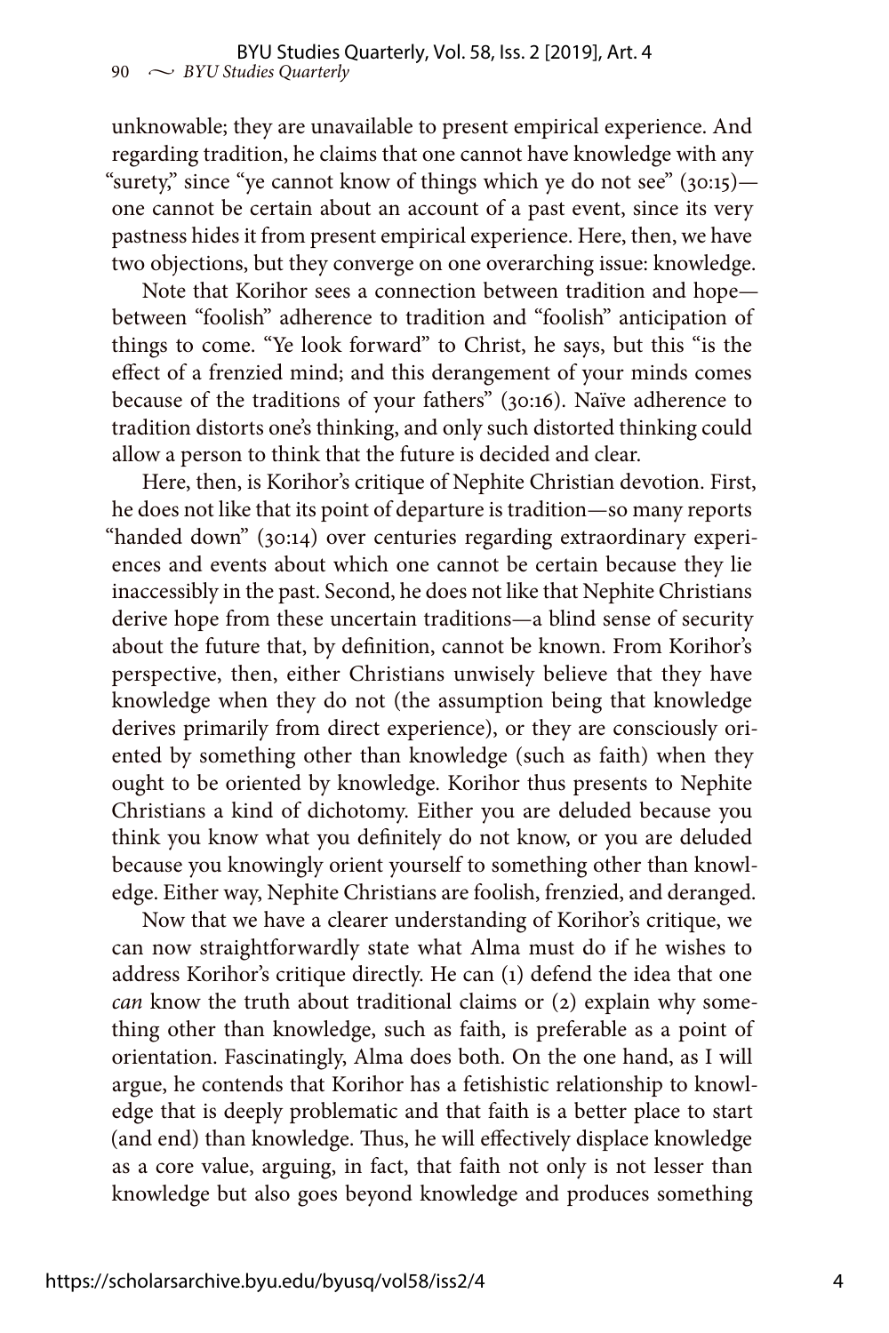unknowable; they are unavailable to present empirical experience. And regarding tradition, he claims that one cannot have knowledge with any "surety," since "ye cannot know of things which ye do not see" (30:15)—one cannot be certain about an account of a past event, since its very pastness hides it from present empirical experience. Here, then, we have two objections, but they converge on one overarching issue: knowledge.

Note that Korihor sees a connection between tradition and hope—between "foolish" adherence to tradition and "foolish" anticipation of things to come. "Ye look forward" to Christ, he says, but this "is the effect of a frenzied mind; and this derangement of your minds comes because of the traditions of your fathers" (30:16). Naïve adherence to tradition distorts one's thinking, and only such distorted thinking could allow a person to think that the future is decided and clear.

Here, then, is Korihor's critique of Nephite Christian devotion. First, he does not like that its point of departure is tradition—so many reports "handed down" (30:14) over centuries regarding extraordinary experiences and events about which one cannot be certain because they lie inaccessibly in the past. Second, he does not like that Nephite Christians derive hope from these uncertain traditions—a blind sense of security about the future that, by definition, cannot be known. From Korihor's perspective, then, either Christians unwisely believe that they have knowledge when they do not (the assumption being that knowledge derives primarily from direct experience), or they are consciously oriented by something other than knowledge (such as faith) when they ought to be oriented by knowledge. Korihor thus presents to Nephite Christians a kind of dichotomy. Either you are deluded because you think you know what you definitely do not know, or you are deluded because you knowingly orient yourself to something other than knowledge. Either way, Nephite Christians are foolish, frenzied, and deranged.

Now that we have a clearer understanding of Korihor's critique, we can now straightforwardly state what Alma must do if he wishes to address Korihor's critique directly. He can (1) defend the idea that one *can* know the truth about traditional claims or (2) explain why something other than knowledge, such as faith, is preferable as a point of orientation. Fascinatingly, Alma does both. On the one hand, as I will argue, he contends that Korihor has a fetishistic relationship to knowledge that is deeply problematic and that faith is a better place to start (and end) than knowledge. Thus, he will effectively displace knowledge as a core value, arguing, in fact, that faith not only is not lesser than knowledge but also goes beyond knowledge and produces something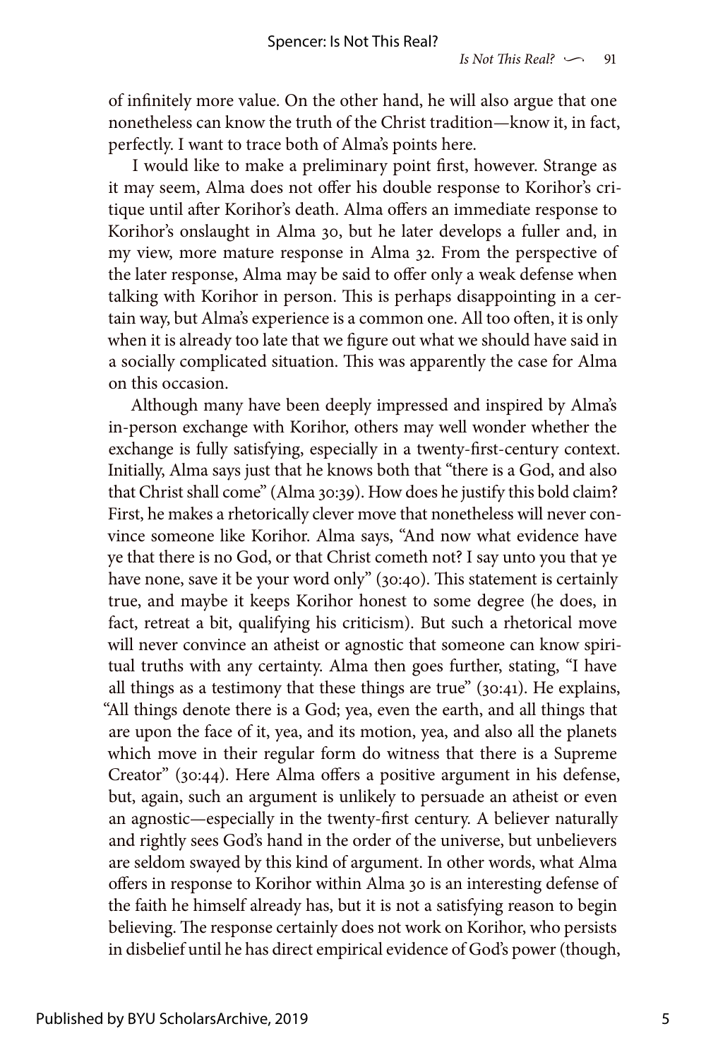of infinitely more value. On the other hand, he will also argue that one nonetheless can know the truth of the Christ tradition—know it, in fact, perfectly. I want to trace both of Alma's points here.

I would like to make a preliminary point first, however. Strange as it may seem, Alma does not offer his double response to Korihor's critique until after Korihor's death. Alma offers an immediate response to Korihor's onslaught in Alma 30, but he later develops a fuller and, in my view, more mature response in Alma 32. From the perspective of the later response, Alma may be said to offer only a weak defense when talking with Korihor in person. This is perhaps disappointing in a certain way, but Alma's experience is a common one. All too often, it is only when it is already too late that we figure out what we should have said in a socially complicated situation. This was apparently the case for Alma on this occasion.

Although many have been deeply impressed and inspired by Alma's in-person exchange with Korihor, others may well wonder whether the exchange is fully satisfying, especially in a twenty-first-century context. Initially, Alma says just that he knows both that "there is a God, and also that Christ shall come" (Alma 30:39). How does he justify this bold claim? First, he makes a rhetorically clever move that nonetheless will never convince someone like Korihor. Alma says, "And now what evidence have ye that there is no God, or that Christ cometh not? I say unto you that ye have none, save it be your word only" (30:40). This statement is certainly true, and maybe it keeps Korihor honest to some degree (he does, in fact, retreat a bit, qualifying his criticism). But such a rhetorical move will never convince an atheist or agnostic that someone can know spiritual truths with any certainty. Alma then goes further, stating, "I have all things as a testimony that these things are true" (30:41). He explains, "All things denote there is a God; yea, even the earth, and all things that are upon the face of it, yea, and its motion, yea, and also all the planets which move in their regular form do witness that there is a Supreme Creator" (30:44). Here Alma offers a positive argument in his defense, but, again, such an argument is unlikely to persuade an atheist or even an agnostic—especially in the twenty-first century. A believer naturally and rightly sees God's hand in the order of the universe, but unbelievers are seldom swayed by this kind of argument. In other words, what Alma offers in response to Korihor within Alma 30 is an interesting defense of the faith he himself already has, but it is not a satisfying reason to begin believing. The response certainly does not work on Korihor, who persists in disbelief until he has direct empirical evidence of God's power (though,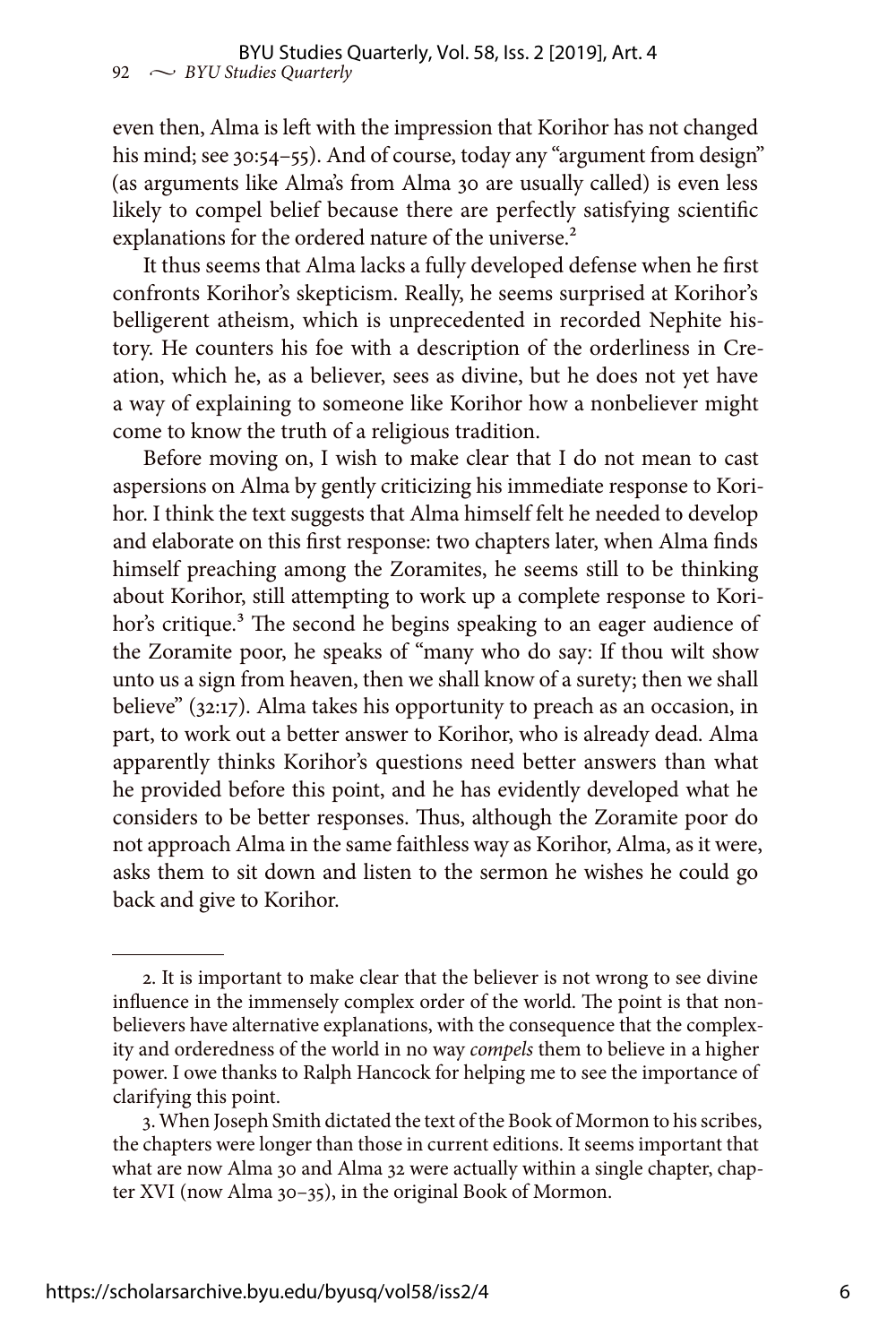even then, Alma is left with the impression that Korihor has not changed his mind; see 30:54–55). And of course, today any "argument from design" (as arguments like Alma's from Alma 30 are usually called) is even less likely to compel belief because there are perfectly satisfying scientific explanations for the ordered nature of the universe.[2]

It thus seems that Alma lacks a fully developed defense when he first confronts Korihor's skepticism. Really, he seems surprised at Korihor's belligerent atheism, which is unprecedented in recorded Nephite history. He counters his foe with a description of the orderliness in Creation, which he, as a believer, sees as divine, but he does not yet have a way of explaining to someone like Korihor how a nonbeliever might come to know the truth of a religious tradition.

Before moving on, I wish to make clear that I do not mean to cast aspersions on Alma by gently criticizing his immediate response to Korihor. I think the text suggests that Alma himself felt he needed to develop and elaborate on this first response: two chapters later, when Alma finds himself preaching among the Zoramites, he seems still to be thinking about Korihor, still attempting to work up a complete response to Korihor's critique.[3] The second he begins speaking to an eager audience of the Zoramite poor, he speaks of "many who do say: If thou wilt show unto us a sign from heaven, then we shall know of a surety; then we shall believe" (32:17). Alma takes his opportunity to preach as an occasion, in part, to work out a better answer to Korihor, who is already dead. Alma apparently thinks Korihor's questions need better answers than what he provided before this point, and he has evidently developed what he considers to be better responses. Thus, although the Zoramite poor do not approach Alma in the same faithless way as Korihor, Alma, as it were, asks them to sit down and listen to the sermon he wishes he could go back and give to Korihor.

---

2. It is important to make clear that the believer is not wrong to see divine influence in the immensely complex order of the world. The point is that nonbelievers have alternative explanations, with the consequence that the complexity and orderedness of the world in no way *compels* them to believe in a higher power. I owe thanks to Ralph Hancock for helping me to see the importance of clarifying this point.

3. When Joseph Smith dictated the text of the Book of Mormon to his scribes, the chapters were longer than those in current editions. It seems important that what are now Alma 30 and Alma 32 were actually within a single chapter, chapter XVI (now Alma 30–35), in the original Book of Mormon.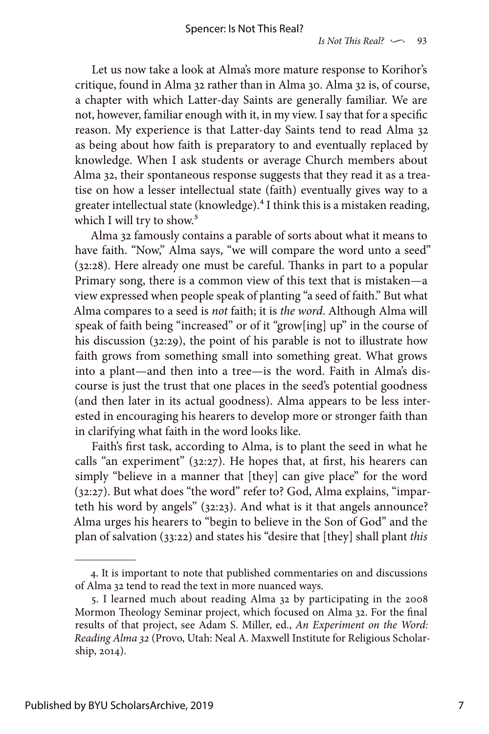Let us now take a look at Alma's more mature response to Korihor's critique, found in Alma 32 rather than in Alma 30. Alma 32 is, of course, a chapter with which Latter-day Saints are generally familiar. We are not, however, familiar enough with it, in my view. I say that for a specific reason. My experience is that Latter-day Saints tend to read Alma 32 as being about how faith is preparatory to and eventually replaced by knowledge. When I ask students or average Church members about Alma 32, their spontaneous response suggests that they read it as a treatise on how a lesser intellectual state (faith) eventually gives way to a greater intellectual state (knowledge).[4] I think this is a mistaken reading, which I will try to show.[5]

Alma 32 famously contains a parable of sorts about what it means to have faith. "Now," Alma says, "we will compare the word unto a seed" (32:28). Here already one must be careful. Thanks in part to a popular Primary song, there is a common view of this text that is mistaken—a view expressed when people speak of planting "a seed of faith." But what Alma compares to a seed is *not* faith; it is *the word*. Although Alma will speak of faith being "increased" or of it "grow[ing] up" in the course of his discussion (32:29), the point of his parable is not to illustrate how faith grows from something small into something great. What grows into a plant—and then into a tree—is the word. Faith in Alma's discourse is just the trust that one places in the seed's potential goodness (and then later in its actual goodness). Alma appears to be less interested in encouraging his hearers to develop more or stronger faith than in clarifying what faith in the word looks like.

Faith's first task, according to Alma, is to plant the seed in what he calls "an experiment" (32:27). He hopes that, at first, his hearers can simply "believe in a manner that [they] can give place" for the word (32:27). But what does "the word" refer to? God, Alma explains, "imparteth his word by angels" (32:23). And what is it that angels announce? Alma urges his hearers to "begin to believe in the Son of God" and the plan of salvation (33:22) and states his "desire that [they] shall plant *this*

---

4. It is important to note that published commentaries on and discussions of Alma 32 tend to read the text in more nuanced ways.

5. I learned much about reading Alma 32 by participating in the 2008 Mormon Theology Seminar project, which focused on Alma 32. For the final results of that project, see Adam S. Miller, ed., *An Experiment on the Word: Reading Alma 32* (Provo, Utah: Neal A. Maxwell Institute for Religious Scholarship, 2014).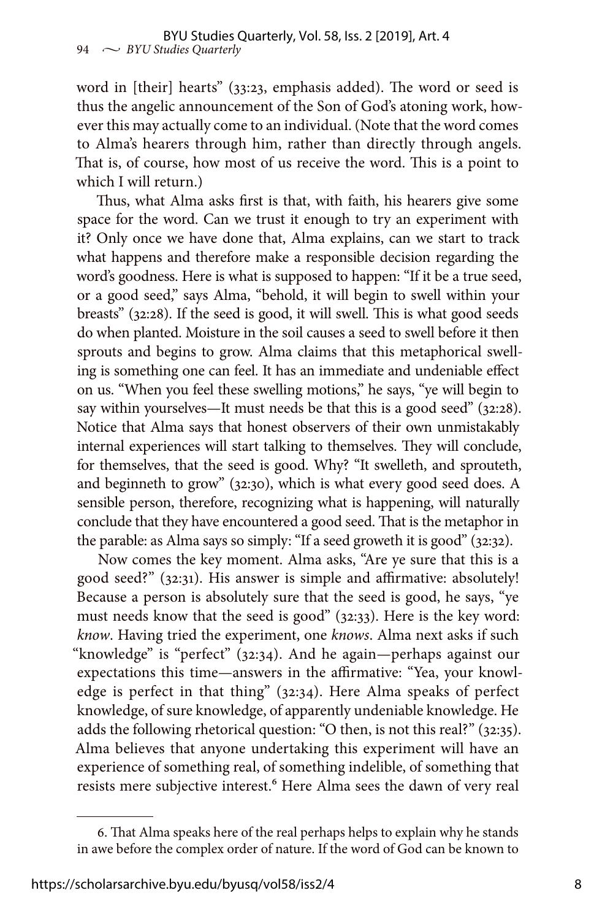word in [their] hearts" (33:23, emphasis added). The word or seed is thus the angelic announcement of the Son of God's atoning work, however this may actually come to an individual. (Note that the word comes to Alma's hearers through him, rather than directly through angels. That is, of course, how most of us receive the word. This is a point to which I will return.)

Thus, what Alma asks first is that, with faith, his hearers give some space for the word. Can we trust it enough to try an experiment with it? Only once we have done that, Alma explains, can we start to track what happens and therefore make a responsible decision regarding the word's goodness. Here is what is supposed to happen: "If it be a true seed, or a good seed," says Alma, "behold, it will begin to swell within your breasts" (32:28). If the seed is good, it will swell. This is what good seeds do when planted. Moisture in the soil causes a seed to swell before it then sprouts and begins to grow. Alma claims that this metaphorical swelling is something one can feel. It has an immediate and undeniable effect on us. "When you feel these swelling motions," he says, "ye will begin to say within yourselves—It must needs be that this is a good seed" (32:28). Notice that Alma says that honest observers of their own unmistakably internal experiences will start talking to themselves. They will conclude, for themselves, that the seed is good. Why? "It swelleth, and sprouteth, and beginneth to grow" (32:30), which is what every good seed does. A sensible person, therefore, recognizing what is happening, will naturally conclude that they have encountered a good seed. That is the metaphor in the parable: as Alma says so simply: "If a seed groweth it is good" (32:32).

Now comes the key moment. Alma asks, "Are ye sure that this is a good seed?" (32:31). His answer is simple and affirmative: absolutely! Because a person is absolutely sure that the seed is good, he says, "ye must needs know that the seed is good" (32:33). Here is the key word: *know*. Having tried the experiment, one *knows*. Alma next asks if such "knowledge" is "perfect" (32:34). And he again—perhaps against our expectations this time—answers in the affirmative: "Yea, your knowledge is perfect in that thing" (32:34). Here Alma speaks of perfect knowledge, of sure knowledge, of apparently undeniable knowledge. He adds the following rhetorical question: "O then, is not this real?" (32:35). Alma believes that anyone undertaking this experiment will have an experience of something real, of something indelible, of something that resists mere subjective interest.[6] Here Alma sees the dawn of very real

6. That Alma speaks here of the real perhaps helps to explain why he stands in awe before the complex order of nature. If the word of God can be known to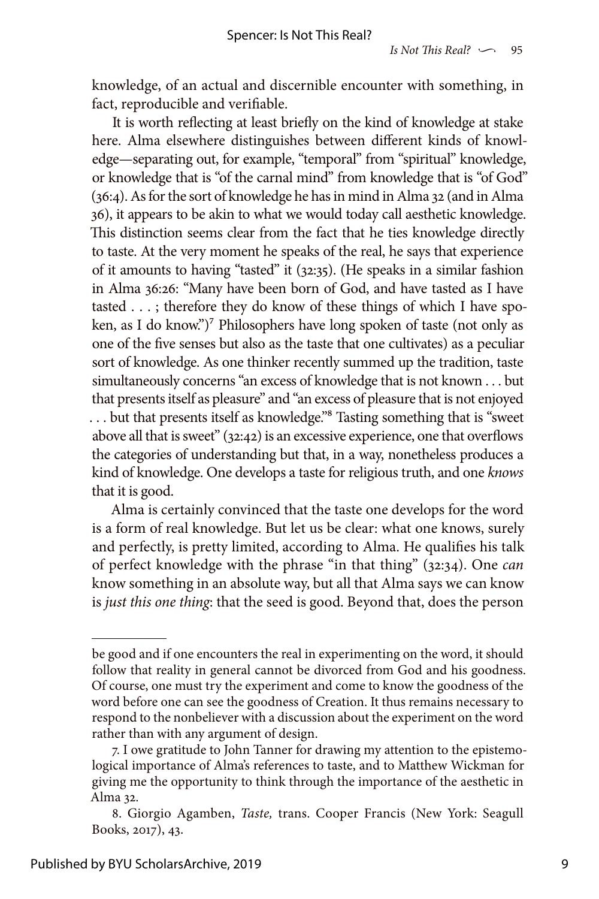knowledge, of an actual and discernible encounter with something, in fact, reproducible and verifiable.

It is worth reflecting at least briefly on the kind of knowledge at stake here. Alma elsewhere distinguishes between different kinds of knowledge—separating out, for example, "temporal" from "spiritual" knowledge, or knowledge that is "of the carnal mind" from knowledge that is "of God" (36:4). As for the sort of knowledge he has in mind in Alma 32 (and in Alma 36), it appears to be akin to what we would today call aesthetic knowledge. This distinction seems clear from the fact that he ties knowledge directly to taste. At the very moment he speaks of the real, he says that experience of it amounts to having "tasted" it (32:35). (He speaks in a similar fashion in Alma 36:26: "Many have been born of God, and have tasted as I have tasted . . . ; therefore they do know of these things of which I have spoken, as I do know.")[7] Philosophers have long spoken of taste (not only as one of the five senses but also as the taste that one cultivates) as a peculiar sort of knowledge. As one thinker recently summed up the tradition, taste simultaneously concerns "an excess of knowledge that is not known . . . but that presents itself as pleasure" and "an excess of pleasure that is not enjoyed . . . but that presents itself as knowledge."[8] Tasting something that is "sweet above all that is sweet" (32:42) is an excessive experience, one that overflows the categories of understanding but that, in a way, nonetheless produces a kind of knowledge. One develops a taste for religious truth, and one *knows* that it is good.

Alma is certainly convinced that the taste one develops for the word is a form of real knowledge. But let us be clear: what one knows, surely and perfectly, is pretty limited, according to Alma. He qualifies his talk of perfect knowledge with the phrase "in that thing" (32:34). One *can* know something in an absolute way, but all that Alma says we can know is *just this one thing*: that the seed is good. Beyond that, does the person

---

be good and if one encounters the real in experimenting on the word, it should follow that reality in general cannot be divorced from God and his goodness. Of course, one must try the experiment and come to know the goodness of the word before one can see the goodness of Creation. It thus remains necessary to respond to the nonbeliever with a discussion about the experiment on the word rather than with any argument of design.

7. I owe gratitude to John Tanner for drawing my attention to the epistemological importance of Alma's references to taste, and to Matthew Wickman for giving me the opportunity to think through the importance of the aesthetic in Alma 32.

8. Giorgio Agamben, *Taste,* trans. Cooper Francis (New York: Seagull Books, 2017), 43.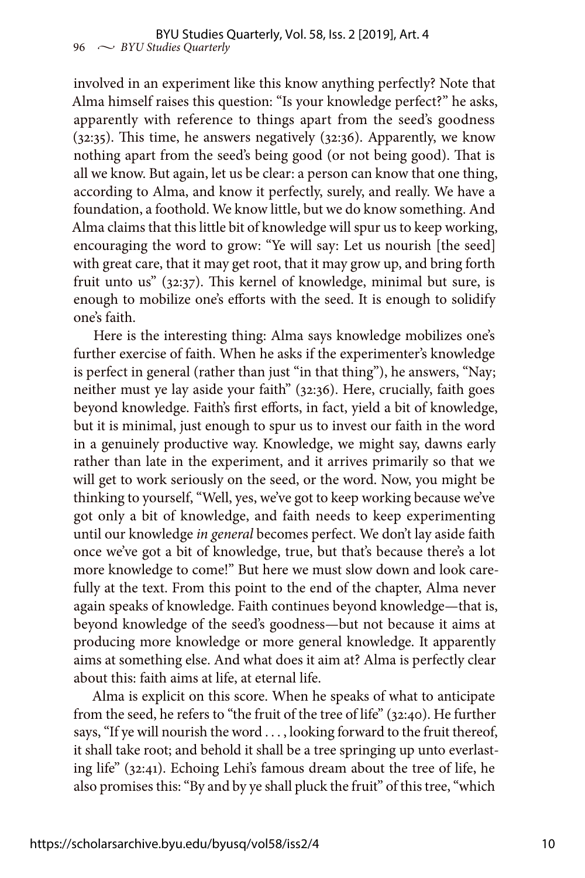involved in an experiment like this know anything perfectly? Note that Alma himself raises this question: "Is your knowledge perfect?" he asks, apparently with reference to things apart from the seed's goodness (32:35). This time, he answers negatively (32:36). Apparently, we know nothing apart from the seed's being good (or not being good). That is all we know. But again, let us be clear: a person can know that one thing, according to Alma, and know it perfectly, surely, and really. We have a foundation, a foothold. We know little, but we do know something. And Alma claims that this little bit of knowledge will spur us to keep working, encouraging the word to grow: "Ye will say: Let us nourish [the seed] with great care, that it may get root, that it may grow up, and bring forth fruit unto us" (32:37). This kernel of knowledge, minimal but sure, is enough to mobilize one's efforts with the seed. It is enough to solidify one's faith.

Here is the interesting thing: Alma says knowledge mobilizes one's further exercise of faith. When he asks if the experimenter's knowledge is perfect in general (rather than just "in that thing"), he answers, "Nay; neither must ye lay aside your faith" (32:36). Here, crucially, faith goes beyond knowledge. Faith's first efforts, in fact, yield a bit of knowledge, but it is minimal, just enough to spur us to invest our faith in the word in a genuinely productive way. Knowledge, we might say, dawns early rather than late in the experiment, and it arrives primarily so that we will get to work seriously on the seed, or the word. Now, you might be thinking to yourself, "Well, yes, we've got to keep working because we've got only a bit of knowledge, and faith needs to keep experimenting until our knowledge *in general* becomes perfect. We don't lay aside faith once we've got a bit of knowledge, true, but that's because there's a lot more knowledge to come!" But here we must slow down and look carefully at the text. From this point to the end of the chapter, Alma never again speaks of knowledge. Faith continues beyond knowledge—that is, beyond knowledge of the seed's goodness—but not because it aims at producing more knowledge or more general knowledge. It apparently aims at something else. And what does it aim at? Alma is perfectly clear about this: faith aims at life, at eternal life.

Alma is explicit on this score. When he speaks of what to anticipate from the seed, he refers to "the fruit of the tree of life" (32:40). He further says, "If ye will nourish the word . . . , looking forward to the fruit thereof, it shall take root; and behold it shall be a tree springing up unto everlasting life" (32:41). Echoing Lehi's famous dream about the tree of life, he also promises this: "By and by ye shall pluck the fruit" of this tree, "which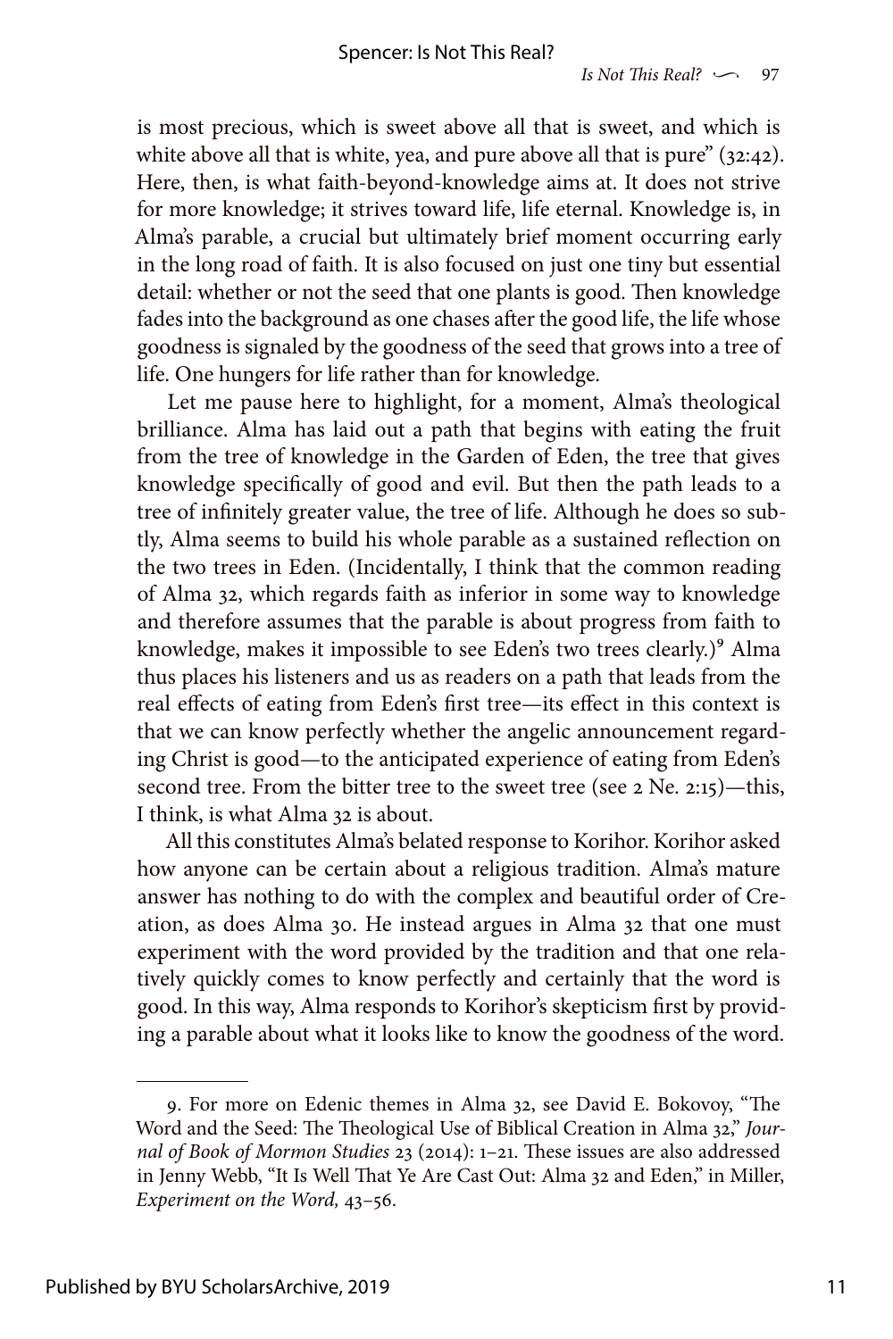is most precious, which is sweet above all that is sweet, and which is white above all that is white, yea, and pure above all that is pure" (32:42). Here, then, is what faith-beyond-knowledge aims at. It does not strive for more knowledge; it strives toward life, life eternal. Knowledge is, in Alma's parable, a crucial but ultimately brief moment occurring early in the long road of faith. It is also focused on just one tiny but essential detail: whether or not the seed that one plants is good. Then knowledge fades into the background as one chases after the good life, the life whose goodness is signaled by the goodness of the seed that grows into a tree of life. One hungers for life rather than for knowledge.

Let me pause here to highlight, for a moment, Alma's theological brilliance. Alma has laid out a path that begins with eating the fruit from the tree of knowledge in the Garden of Eden, the tree that gives knowledge specifically of good and evil. But then the path leads to a tree of infinitely greater value, the tree of life. Although he does so subtly, Alma seems to build his whole parable as a sustained reflection on the two trees in Eden. (Incidentally, I think that the common reading of Alma 32, which regards faith as inferior in some way to knowledge and therefore assumes that the parable is about progress from faith to knowledge, makes it impossible to see Eden's two trees clearly.)[9] Alma thus places his listeners and us as readers on a path that leads from the real effects of eating from Eden's first tree—its effect in this context is that we can know perfectly whether the angelic announcement regarding Christ is good—to the anticipated experience of eating from Eden's second tree. From the bitter tree to the sweet tree (see 2 Ne. 2:15)—this, I think, is what Alma 32 is about.

All this constitutes Alma's belated response to Korihor. Korihor asked how anyone can be certain about a religious tradition. Alma's mature answer has nothing to do with the complex and beautiful order of Creation, as does Alma 30. He instead argues in Alma 32 that one must experiment with the word provided by the tradition and that one relatively quickly comes to know perfectly and certainly that the word is good. In this way, Alma responds to Korihor's skepticism first by providing a parable about what it looks like to know the goodness of the word.

---

9. For more on Edenic themes in Alma 32, see David E. Bokovoy, "The Word and the Seed: The Theological Use of Biblical Creation in Alma 32," *Journal of Book of Mormon Studies* 23 (2014): 1–21. These issues are also addressed in Jenny Webb, "It Is Well That Ye Are Cast Out: Alma 32 and Eden," in Miller, *Experiment on the Word,* 43–56.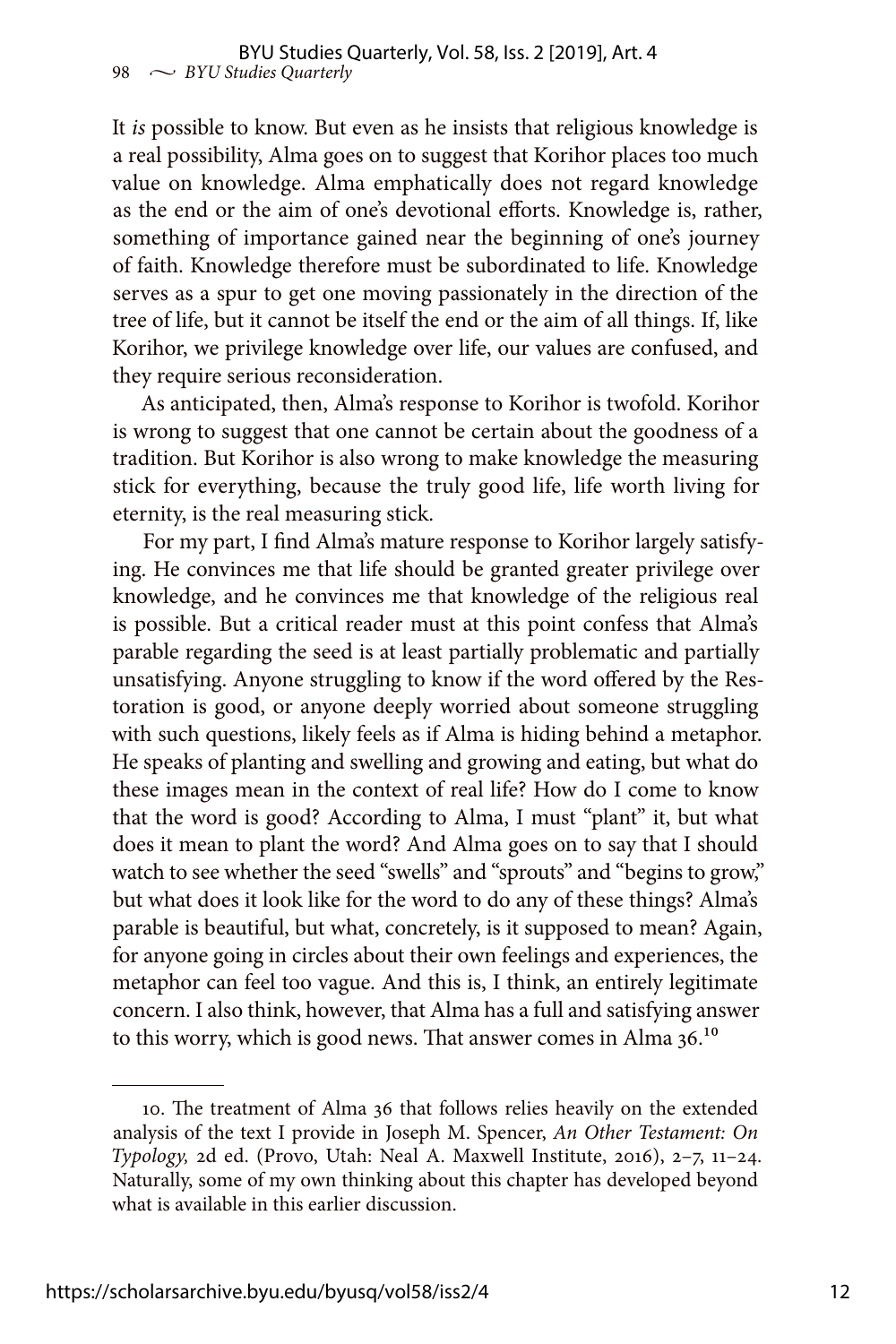It *is* possible to know. But even as he insists that religious knowledge is a real possibility, Alma goes on to suggest that Korihor places too much value on knowledge. Alma emphatically does not regard knowledge as the end or the aim of one's devotional efforts. Knowledge is, rather, something of importance gained near the beginning of one's journey of faith. Knowledge therefore must be subordinated to life. Knowledge serves as a spur to get one moving passionately in the direction of the tree of life, but it cannot be itself the end or the aim of all things. If, like Korihor, we privilege knowledge over life, our values are confused, and they require serious reconsideration.

As anticipated, then, Alma's response to Korihor is twofold. Korihor is wrong to suggest that one cannot be certain about the goodness of a tradition. But Korihor is also wrong to make knowledge the measuring stick for everything, because the truly good life, life worth living for eternity, is the real measuring stick.

For my part, I find Alma's mature response to Korihor largely satisfying. He convinces me that life should be granted greater privilege over knowledge, and he convinces me that knowledge of the religious real is possible. But a critical reader must at this point confess that Alma's parable regarding the seed is at least partially problematic and partially unsatisfying. Anyone struggling to know if the word offered by the Restoration is good, or anyone deeply worried about someone struggling with such questions, likely feels as if Alma is hiding behind a metaphor. He speaks of planting and swelling and growing and eating, but what do these images mean in the context of real life? How do I come to know that the word is good? According to Alma, I must "plant" it, but what does it mean to plant the word? And Alma goes on to say that I should watch to see whether the seed "swells" and "sprouts" and "begins to grow," but what does it look like for the word to do any of these things? Alma's parable is beautiful, but what, concretely, is it supposed to mean? Again, for anyone going in circles about their own feelings and experiences, the metaphor can feel too vague. And this is, I think, an entirely legitimate concern. I also think, however, that Alma has a full and satisfying answer to this worry, which is good news. That answer comes in Alma 36.[10]

---

10. The treatment of Alma 36 that follows relies heavily on the extended analysis of the text I provide in Joseph M. Spencer, *An Other Testament: On Typology,* 2d ed. (Provo, Utah: Neal A. Maxwell Institute, 2016), 2–7, 11–24. Naturally, some of my own thinking about this chapter has developed beyond what is available in this earlier discussion.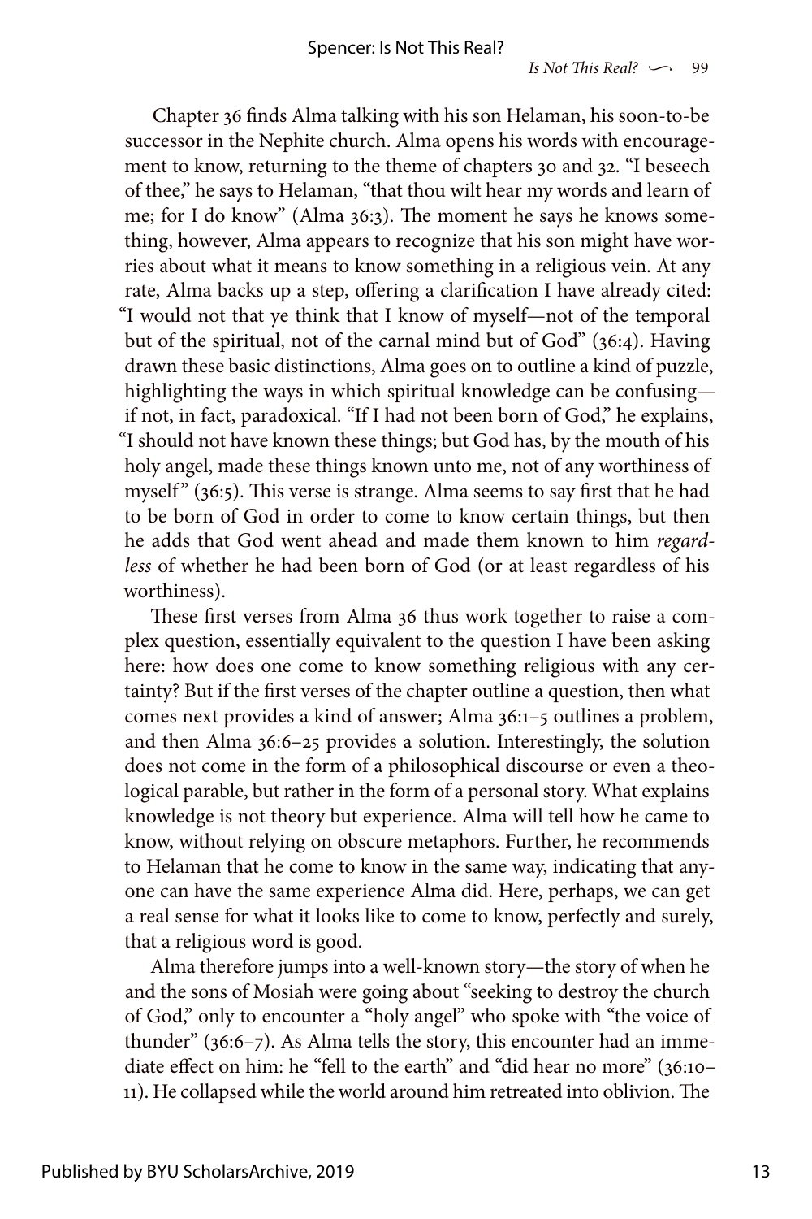Chapter 36 finds Alma talking with his son Helaman, his soon-to-be successor in the Nephite church. Alma opens his words with encouragement to know, returning to the theme of chapters 30 and 32. "I beseech of thee," he says to Helaman, "that thou wilt hear my words and learn of me; for I do know" (Alma 36:3). The moment he says he knows something, however, Alma appears to recognize that his son might have worries about what it means to know something in a religious vein. At any rate, Alma backs up a step, offering a clarification I have already cited: "I would not that ye think that I know of myself—not of the temporal but of the spiritual, not of the carnal mind but of God" (36:4). Having drawn these basic distinctions, Alma goes on to outline a kind of puzzle, highlighting the ways in which spiritual knowledge can be confusing—if not, in fact, paradoxical. "If I had not been born of God," he explains, "I should not have known these things; but God has, by the mouth of his holy angel, made these things known unto me, not of any worthiness of myself" (36:5). This verse is strange. Alma seems to say first that he had to be born of God in order to come to know certain things, but then he adds that God went ahead and made them known to him *regardless* of whether he had been born of God (or at least regardless of his worthiness).

These first verses from Alma 36 thus work together to raise a complex question, essentially equivalent to the question I have been asking here: how does one come to know something religious with any certainty? But if the first verses of the chapter outline a question, then what comes next provides a kind of answer; Alma 36:1–5 outlines a problem, and then Alma 36:6–25 provides a solution. Interestingly, the solution does not come in the form of a philosophical discourse or even a theological parable, but rather in the form of a personal story. What explains knowledge is not theory but experience. Alma will tell how he came to know, without relying on obscure metaphors. Further, he recommends to Helaman that he come to know in the same way, indicating that anyone can have the same experience Alma did. Here, perhaps, we can get a real sense for what it looks like to come to know, perfectly and surely, that a religious word is good.

Alma therefore jumps into a well-known story—the story of when he and the sons of Mosiah were going about "seeking to destroy the church of God," only to encounter a "holy angel" who spoke with "the voice of thunder" (36:6–7). As Alma tells the story, this encounter had an immediate effect on him: he "fell to the earth" and "did hear no more" (36:10–11). He collapsed while the world around him retreated into oblivion. The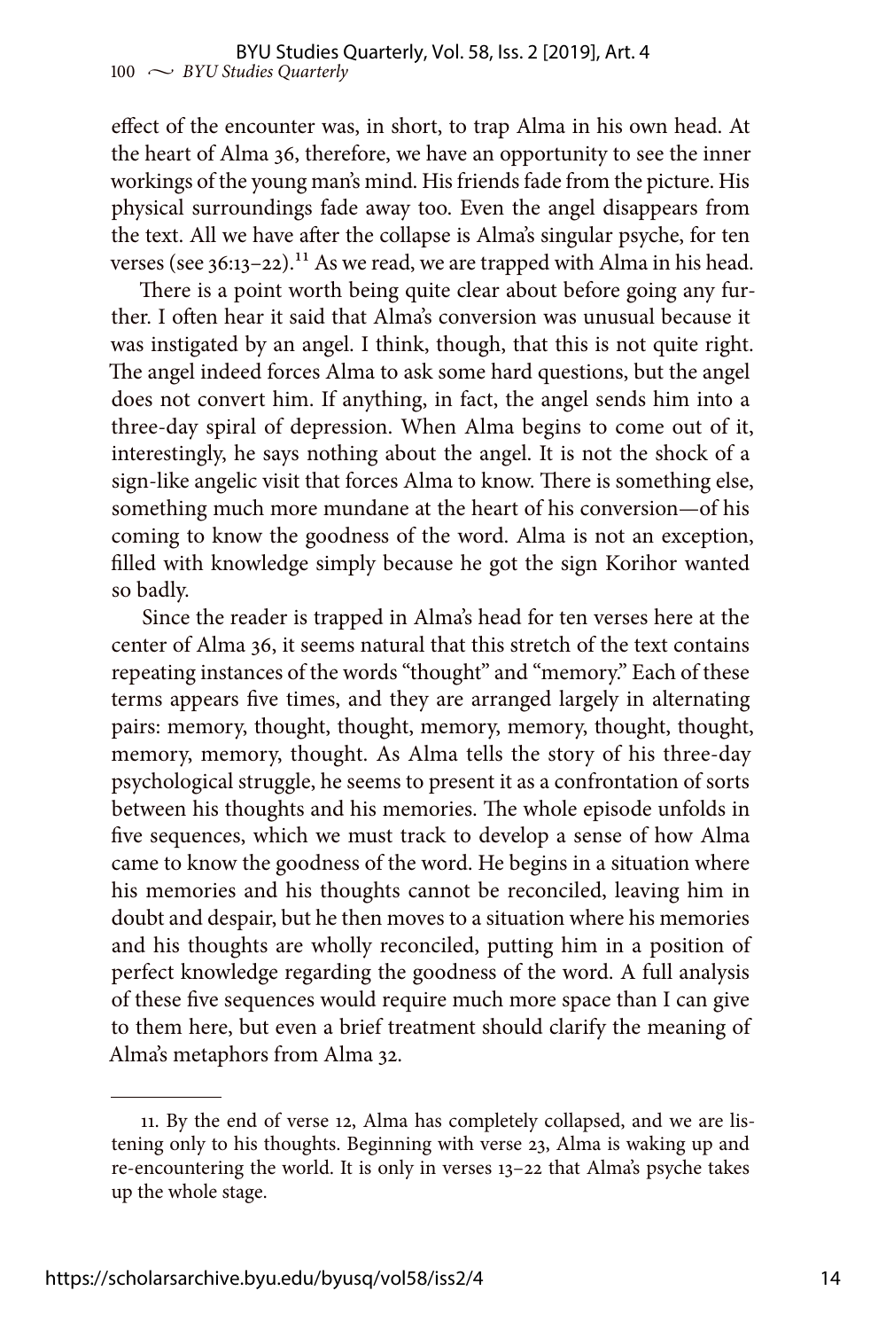effect of the encounter was, in short, to trap Alma in his own head. At the heart of Alma 36, therefore, we have an opportunity to see the inner workings of the young man's mind. His friends fade from the picture. His physical surroundings fade away too. Even the angel disappears from the text. All we have after the collapse is Alma's singular psyche, for ten verses (see 36:13–22).[11] As we read, we are trapped with Alma in his head.

There is a point worth being quite clear about before going any further. I often hear it said that Alma's conversion was unusual because it was instigated by an angel. I think, though, that this is not quite right. The angel indeed forces Alma to ask some hard questions, but the angel does not convert him. If anything, in fact, the angel sends him into a three-day spiral of depression. When Alma begins to come out of it, interestingly, he says nothing about the angel. It is not the shock of a sign-like angelic visit that forces Alma to know. There is something else, something much more mundane at the heart of his conversion—of his coming to know the goodness of the word. Alma is not an exception, filled with knowledge simply because he got the sign Korihor wanted so badly.

Since the reader is trapped in Alma's head for ten verses here at the center of Alma 36, it seems natural that this stretch of the text contains repeating instances of the words "thought" and "memory." Each of these terms appears five times, and they are arranged largely in alternating pairs: memory, thought, thought, memory, memory, thought, thought, memory, memory, thought. As Alma tells the story of his three-day psychological struggle, he seems to present it as a confrontation of sorts between his thoughts and his memories. The whole episode unfolds in five sequences, which we must track to develop a sense of how Alma came to know the goodness of the word. He begins in a situation where his memories and his thoughts cannot be reconciled, leaving him in doubt and despair, but he then moves to a situation where his memories and his thoughts are wholly reconciled, putting him in a position of perfect knowledge regarding the goodness of the word. A full analysis of these five sequences would require much more space than I can give to them here, but even a brief treatment should clarify the meaning of Alma's metaphors from Alma 32.

---

11. By the end of verse 12, Alma has completely collapsed, and we are listening only to his thoughts. Beginning with verse 23, Alma is waking up and re-encountering the world. It is only in verses 13–22 that Alma's psyche takes up the whole stage.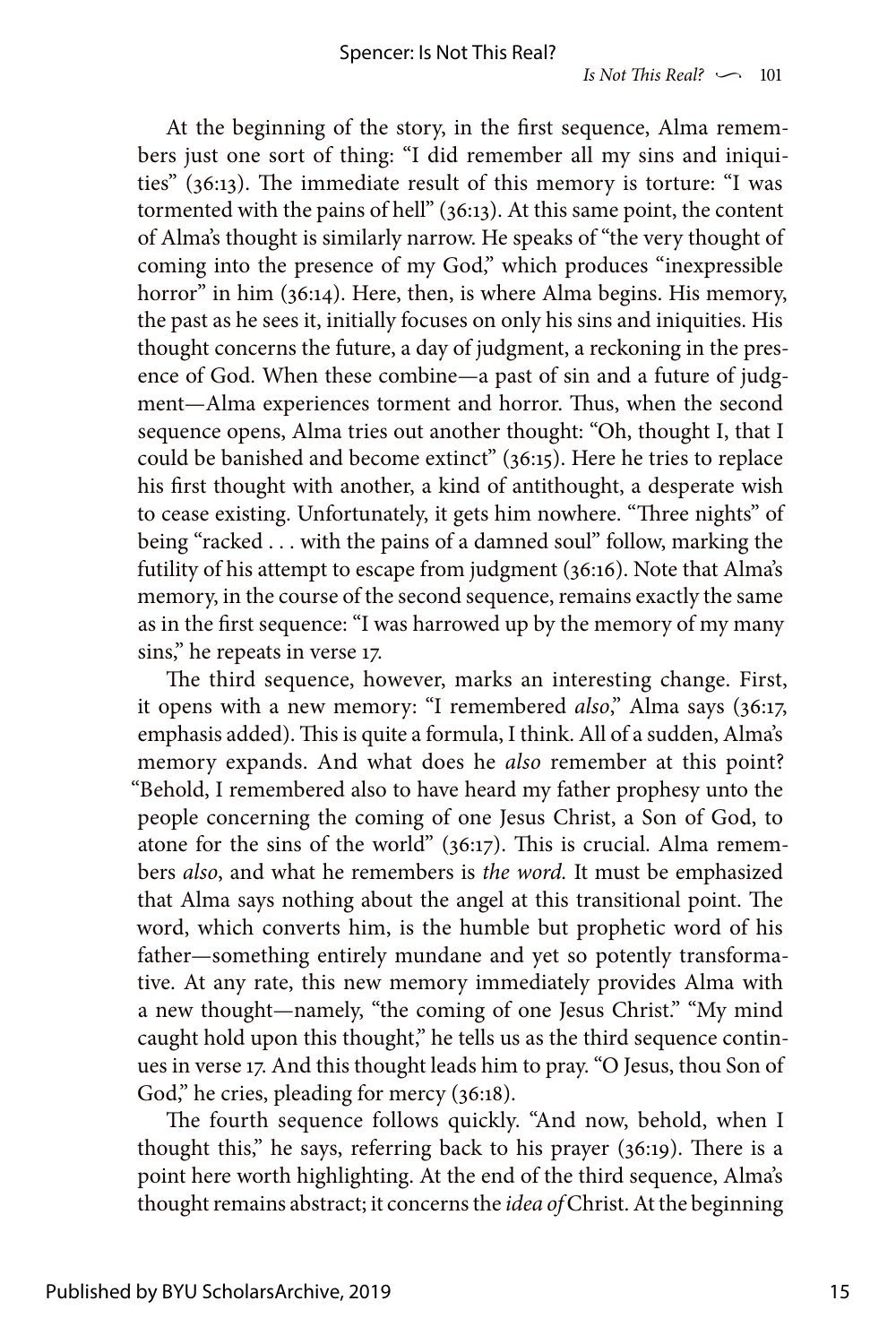At the beginning of the story, in the first sequence, Alma remembers just one sort of thing: "I did remember all my sins and iniquities" (36:13). The immediate result of this memory is torture: "I was tormented with the pains of hell" (36:13). At this same point, the content of Alma's thought is similarly narrow. He speaks of "the very thought of coming into the presence of my God," which produces "inexpressible horror" in him (36:14). Here, then, is where Alma begins. His memory, the past as he sees it, initially focuses on only his sins and iniquities. His thought concerns the future, a day of judgment, a reckoning in the presence of God. When these combine—a past of sin and a future of judgment—Alma experiences torment and horror. Thus, when the second sequence opens, Alma tries out another thought: "Oh, thought I, that I could be banished and become extinct" (36:15). Here he tries to replace his first thought with another, a kind of antithought, a desperate wish to cease existing. Unfortunately, it gets him nowhere. "Three nights" of being "racked . . . with the pains of a damned soul" follow, marking the futility of his attempt to escape from judgment (36:16). Note that Alma's memory, in the course of the second sequence, remains exactly the same as in the first sequence: "I was harrowed up by the memory of my many sins," he repeats in verse 17.

The third sequence, however, marks an interesting change. First, it opens with a new memory: "I remembered *also*," Alma says (36:17, emphasis added). This is quite a formula, I think. All of a sudden, Alma's memory expands. And what does he *also* remember at this point? "Behold, I remembered also to have heard my father prophesy unto the people concerning the coming of one Jesus Christ, a Son of God, to atone for the sins of the world" (36:17). This is crucial. Alma remembers *also*, and what he remembers is *the word.* It must be emphasized that Alma says nothing about the angel at this transitional point. The word, which converts him, is the humble but prophetic word of his father—something entirely mundane and yet so potently transformative. At any rate, this new memory immediately provides Alma with a new thought—namely, "the coming of one Jesus Christ." "My mind caught hold upon this thought," he tells us as the third sequence continues in verse 17. And this thought leads him to pray. "O Jesus, thou Son of God," he cries, pleading for mercy (36:18).

The fourth sequence follows quickly. "And now, behold, when I thought this," he says, referring back to his prayer (36:19). There is a point here worth highlighting. At the end of the third sequence, Alma's thought remains abstract; it concerns the *idea of* Christ. At the beginning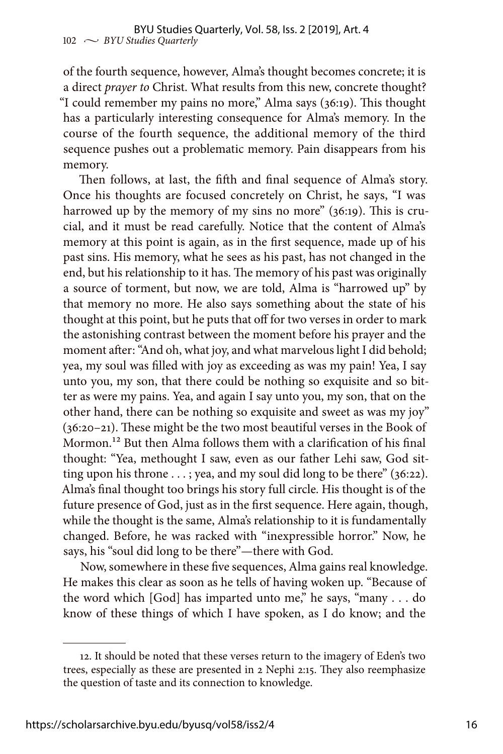of the fourth sequence, however, Alma's thought becomes concrete; it is a direct *prayer to* Christ. What results from this new, concrete thought? "I could remember my pains no more," Alma says (36:19). This thought has a particularly interesting consequence for Alma's memory. In the course of the fourth sequence, the additional memory of the third sequence pushes out a problematic memory. Pain disappears from his memory.

Then follows, at last, the fifth and final sequence of Alma's story. Once his thoughts are focused concretely on Christ, he says, "I was harrowed up by the memory of my sins no more" (36:19). This is crucial, and it must be read carefully. Notice that the content of Alma's memory at this point is again, as in the first sequence, made up of his past sins. His memory, what he sees as his past, has not changed in the end, but his relationship to it has. The memory of his past was originally a source of torment, but now, we are told, Alma is "harrowed up" by that memory no more. He also says something about the state of his thought at this point, but he puts that off for two verses in order to mark the astonishing contrast between the moment before his prayer and the moment after: "And oh, what joy, and what marvelous light I did behold; yea, my soul was filled with joy as exceeding as was my pain! Yea, I say unto you, my son, that there could be nothing so exquisite and so bitter as were my pains. Yea, and again I say unto you, my son, that on the other hand, there can be nothing so exquisite and sweet as was my joy" (36:20–21). These might be the two most beautiful verses in the Book of Mormon.[12] But then Alma follows them with a clarification of his final thought: "Yea, methought I saw, even as our father Lehi saw, God sitting upon his throne . . . ; yea, and my soul did long to be there" (36:22). Alma's final thought too brings his story full circle. His thought is of the future presence of God, just as in the first sequence. Here again, though, while the thought is the same, Alma's relationship to it is fundamentally changed. Before, he was racked with "inexpressible horror." Now, he says, his "soul did long to be there"—there with God.

Now, somewhere in these five sequences, Alma gains real knowledge. He makes this clear as soon as he tells of having woken up. "Because of the word which [God] has imparted unto me," he says, "many . . . do know of these things of which I have spoken, as I do know; and the

---

12. It should be noted that these verses return to the imagery of Eden's two trees, especially as these are presented in 2 Nephi 2:15. They also reemphasize the question of taste and its connection to knowledge.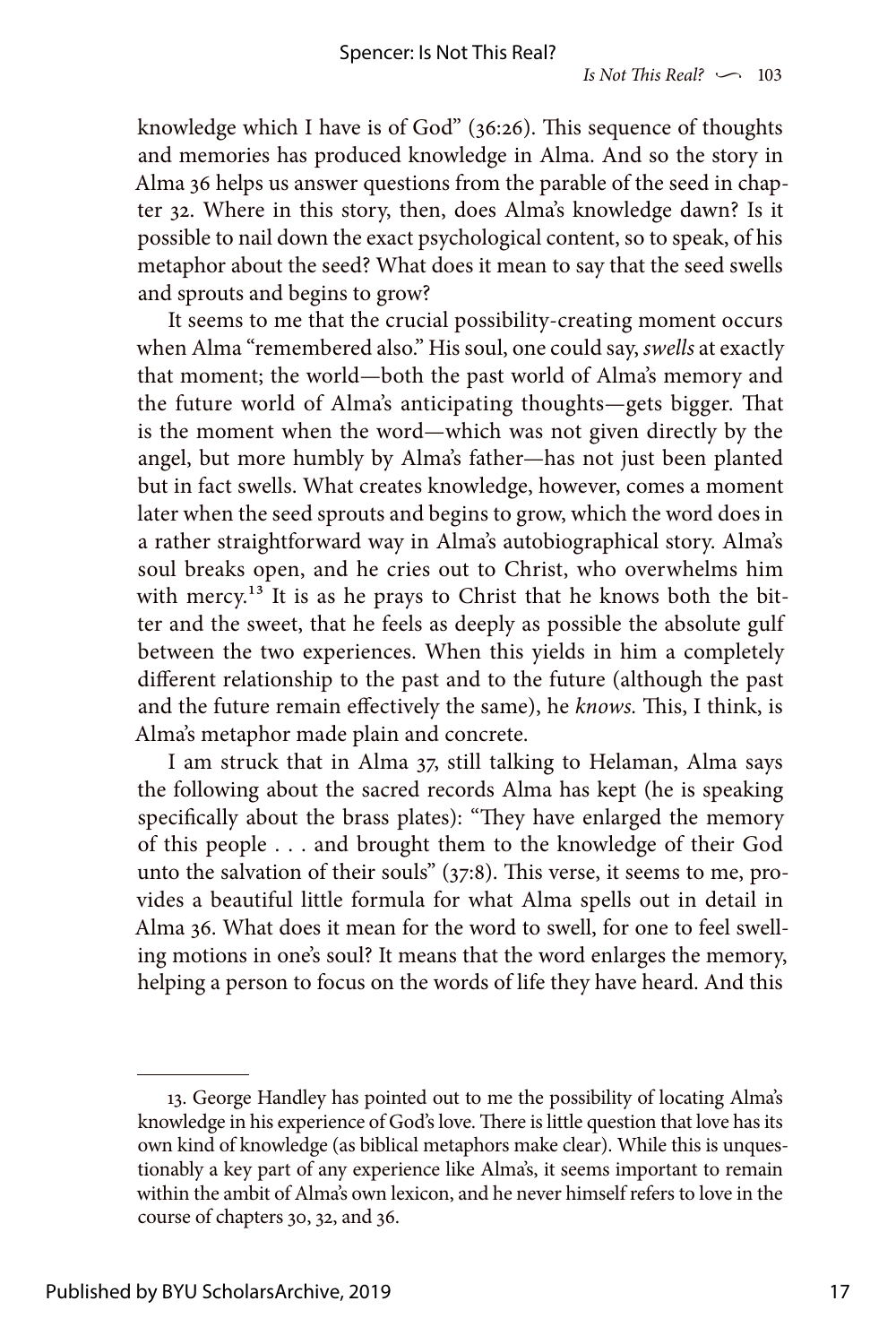knowledge which I have is of God" (36:26). This sequence of thoughts and memories has produced knowledge in Alma. And so the story in Alma 36 helps us answer questions from the parable of the seed in chapter 32. Where in this story, then, does Alma's knowledge dawn? Is it possible to nail down the exact psychological content, so to speak, of his metaphor about the seed? What does it mean to say that the seed swells and sprouts and begins to grow?

It seems to me that the crucial possibility-creating moment occurs when Alma "remembered also." His soul, one could say, *swells* at exactly that moment; the world—both the past world of Alma's memory and the future world of Alma's anticipating thoughts—gets bigger. That is the moment when the word—which was not given directly by the angel, but more humbly by Alma's father—has not just been planted but in fact swells. What creates knowledge, however, comes a moment later when the seed sprouts and begins to grow, which the word does in a rather straightforward way in Alma's autobiographical story. Alma's soul breaks open, and he cries out to Christ, who overwhelms him with mercy.[13] It is as he prays to Christ that he knows both the bitter and the sweet, that he feels as deeply as possible the absolute gulf between the two experiences. When this yields in him a completely different relationship to the past and to the future (although the past and the future remain effectively the same), he *knows.* This, I think, is Alma's metaphor made plain and concrete.

I am struck that in Alma 37, still talking to Helaman, Alma says the following about the sacred records Alma has kept (he is speaking specifically about the brass plates): "They have enlarged the memory of this people . . . and brought them to the knowledge of their God unto the salvation of their souls" (37:8). This verse, it seems to me, provides a beautiful little formula for what Alma spells out in detail in Alma 36. What does it mean for the word to swell, for one to feel swelling motions in one's soul? It means that the word enlarges the memory, helping a person to focus on the words of life they have heard. And this

---

13. George Handley has pointed out to me the possibility of locating Alma's knowledge in his experience of God's love. There is little question that love has its own kind of knowledge (as biblical metaphors make clear). While this is unquestionably a key part of any experience like Alma's, it seems important to remain within the ambit of Alma's own lexicon, and he never himself refers to love in the course of chapters 30, 32, and 36.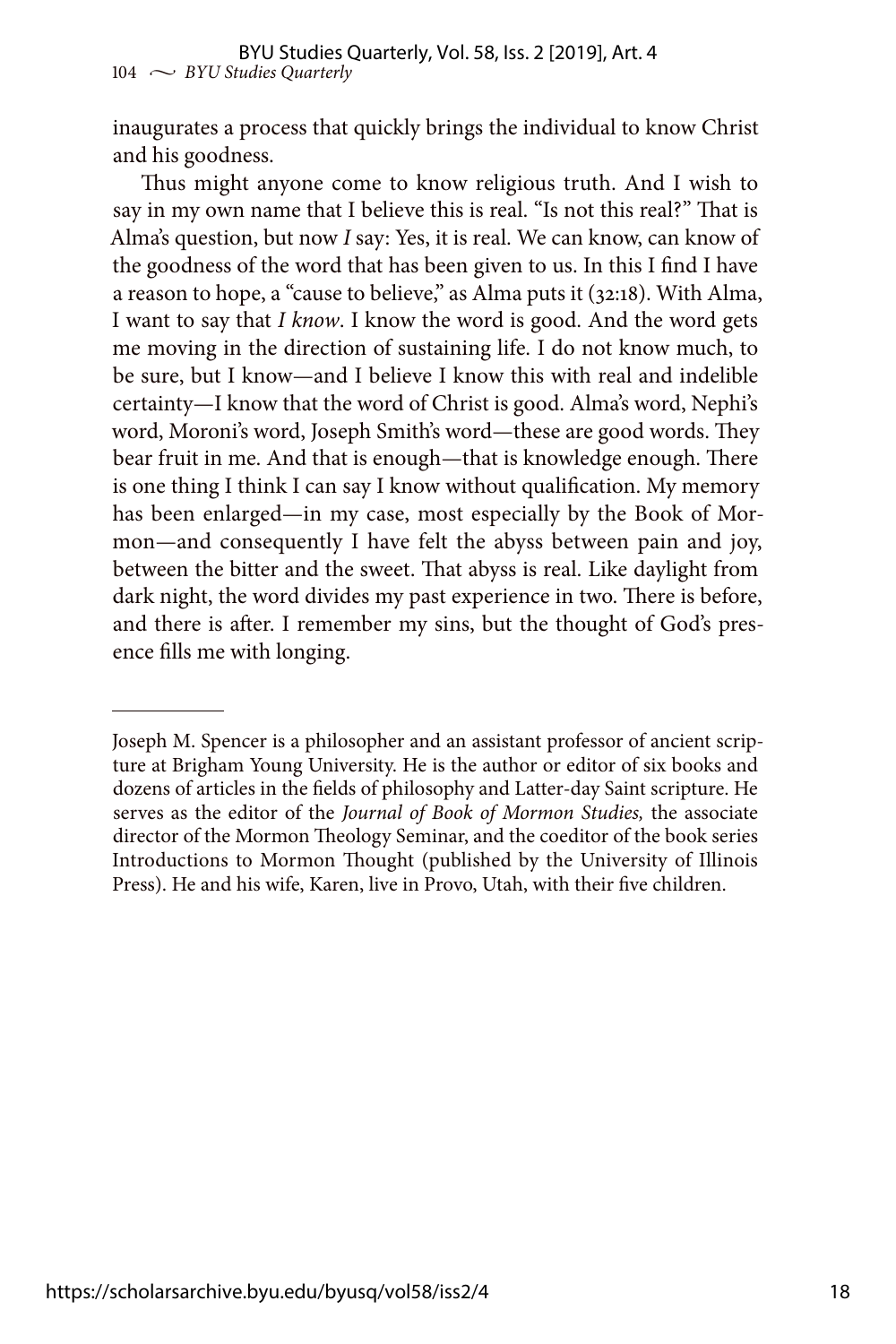inaugurates a process that quickly brings the individual to know Christ and his goodness.

Thus might anyone come to know religious truth. And I wish to say in my own name that I believe this is real. "Is not this real?" That is Alma's question, but now *I* say: Yes, it is real. We can know, can know of the goodness of the word that has been given to us. In this I find I have a reason to hope, a "cause to believe," as Alma puts it (32:18). With Alma, I want to say that *I know*. I know the word is good. And the word gets me moving in the direction of sustaining life. I do not know much, to be sure, but I know—and I believe I know this with real and indelible certainty—I know that the word of Christ is good. Alma's word, Nephi's word, Moroni's word, Joseph Smith's word—these are good words. They bear fruit in me. And that is enough—that is knowledge enough. There is one thing I think I can say I know without qualification. My memory has been enlarged—in my case, most especially by the Book of Mormon—and consequently I have felt the abyss between pain and joy, between the bitter and the sweet. That abyss is real. Like daylight from dark night, the word divides my past experience in two. There is before, and there is after. I remember my sins, but the thought of God's presence fills me with longing.

---

Joseph M. Spencer is a philosopher and an assistant professor of ancient scripture at Brigham Young University. He is the author or editor of six books and dozens of articles in the fields of philosophy and Latter-day Saint scripture. He serves as the editor of the *Journal of Book of Mormon Studies,* the associate director of the Mormon Theology Seminar, and the coeditor of the book series Introductions to Mormon Thought (published by the University of Illinois Press). He and his wife, Karen, live in Provo, Utah, with their five children.